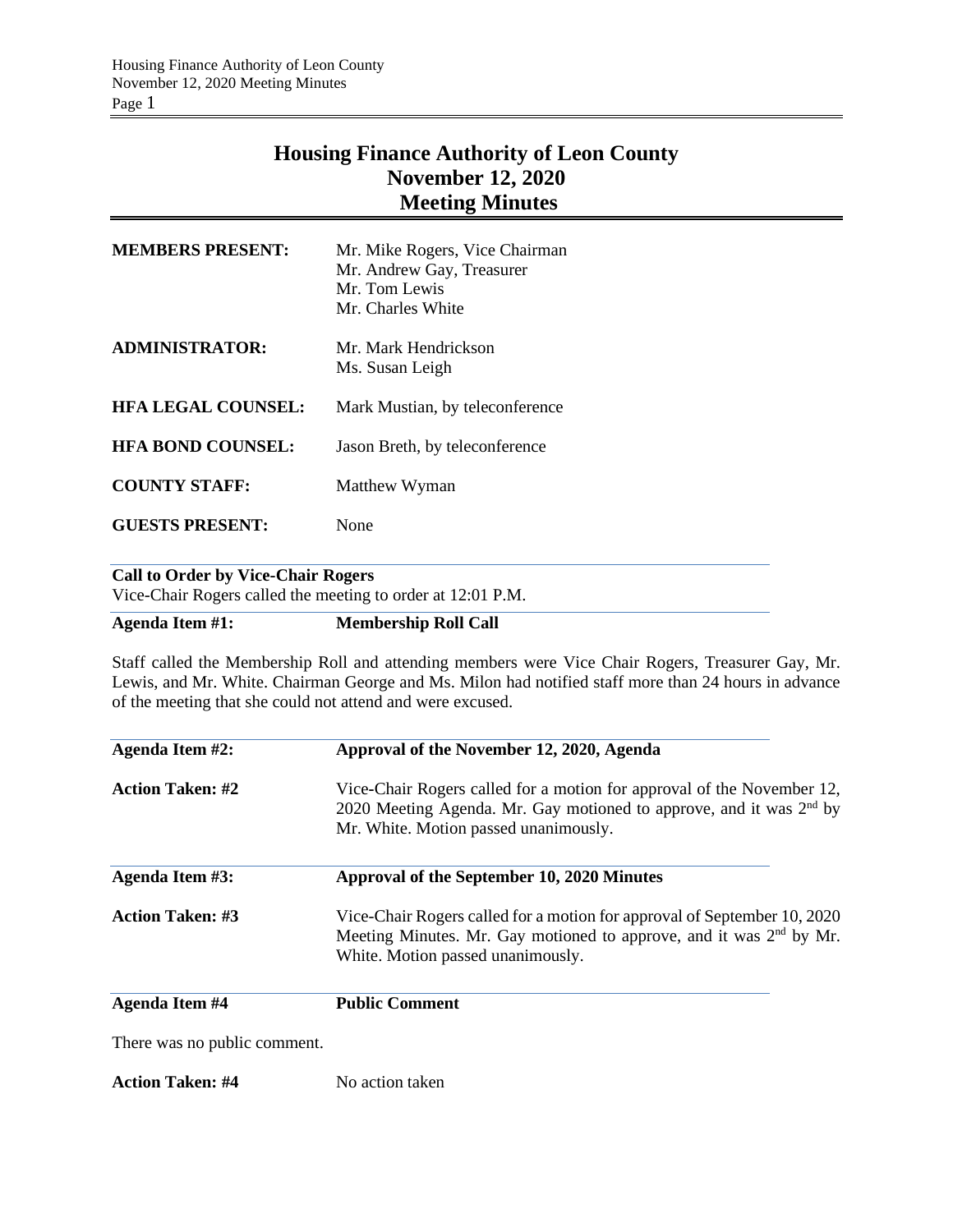# Housing Finance Authority of Leon County
## November 12, 2020
## Meeting Minutes

| | |
|---|---|
| **MEMBERS PRESENT:** | Mr. Mike Rogers, Vice Chairman<br>Mr. Andrew Gay, Treasurer<br>Mr. Tom Lewis<br>Mr. Charles White |
| **ADMINISTRATOR:** | Mr. Mark Hendrickson<br>Ms. Susan Leigh |
| **HFA LEGAL COUNSEL:** | Mark Mustian, by teleconference |
| **HFA BOND COUNSEL:** | Jason Breth, by teleconference |
| **COUNTY STAFF:** | Matthew Wyman |
| **GUESTS PRESENT:** | None |

**Call to Order by Vice-Chair Rogers**

Vice-Chair Rogers called the meeting to order at 12:01 P.M.

**Agenda Item #1: Membership Roll Call**

Staff called the Membership Roll and attending members were Vice Chair Rogers, Treasurer Gay, Mr. Lewis, and Mr. White. Chairman George and Ms. Milon had notified staff more than 24 hours in advance of the meeting that she could not attend and were excused.

**Agenda Item #2: Approval of the November 12, 2020, Agenda**

**Action Taken: #2** Vice-Chair Rogers called for a motion for approval of the November 12, 2020 Meeting Agenda. Mr. Gay motioned to approve, and it was 2nd by Mr. White. Motion passed unanimously.

**Agenda Item #3: Approval of the September 10, 2020 Minutes**

**Action Taken: #3** Vice-Chair Rogers called for a motion for approval of September 10, 2020 Meeting Minutes. Mr. Gay motioned to approve, and it was 2nd by Mr. White. Motion passed unanimously.

**Agenda Item #4 Public Comment**

There was no public comment.

**Action Taken: #4** No action taken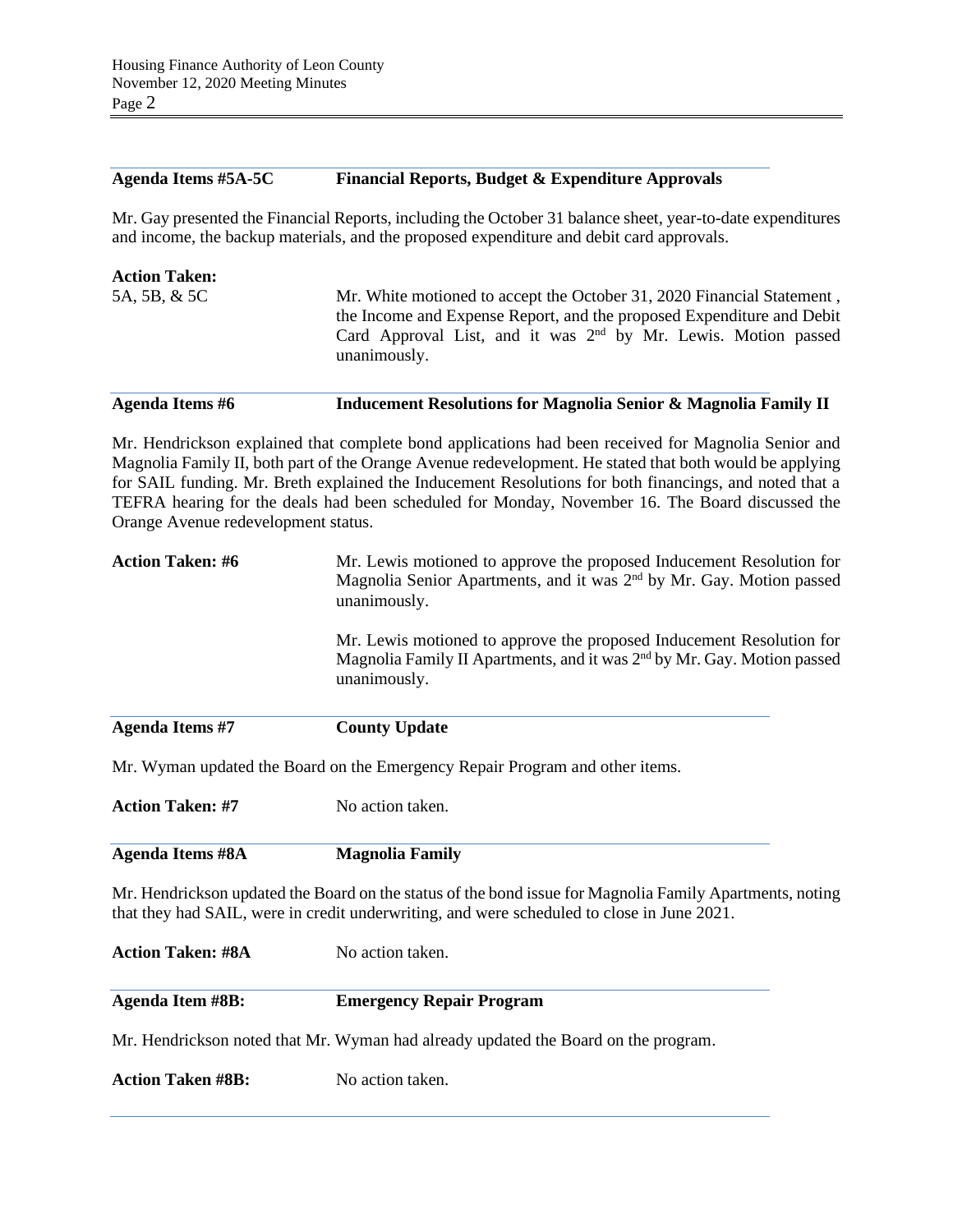**Agenda Items #5A-5C** **Financial Reports, Budget & Expenditure Approvals**

Mr. Gay presented the Financial Reports, including the October 31 balance sheet, year-to-date expenditures and income, the backup materials, and the proposed expenditure and debit card approvals.

**Action Taken:**

5A, 5B, & 5C

Mr. White motioned to accept the October 31, 2020 Financial Statement , the Income and Expense Report, and the proposed Expenditure and Debit Card Approval List, and it was 2nd by Mr. Lewis. Motion passed unanimously.

**Agenda Items #6** **Inducement Resolutions for Magnolia Senior & Magnolia Family II**

Mr. Hendrickson explained that complete bond applications had been received for Magnolia Senior and Magnolia Family II, both part of the Orange Avenue redevelopment. He stated that both would be applying for SAIL funding. Mr. Breth explained the Inducement Resolutions for both financings, and noted that a TEFRA hearing for the deals had been scheduled for Monday, November 16. The Board discussed the Orange Avenue redevelopment status.

**Action Taken: #6**

Mr. Lewis motioned to approve the proposed Inducement Resolution for Magnolia Senior Apartments, and it was 2nd by Mr. Gay. Motion passed unanimously.

Mr. Lewis motioned to approve the proposed Inducement Resolution for Magnolia Family II Apartments, and it was 2nd by Mr. Gay. Motion passed unanimously.

**Agenda Items #7** **County Update**

Mr. Wyman updated the Board on the Emergency Repair Program and other items.

**Action Taken: #7** No action taken.

**Agenda Items #8A** **Magnolia Family**

Mr. Hendrickson updated the Board on the status of the bond issue for Magnolia Family Apartments, noting that they had SAIL, were in credit underwriting, and were scheduled to close in June 2021.

**Action Taken: #8A** No action taken.

**Agenda Item #8B:** **Emergency Repair Program**

Mr. Hendrickson noted that Mr. Wyman had already updated the Board on the program.

**Action Taken #8B:** No action taken.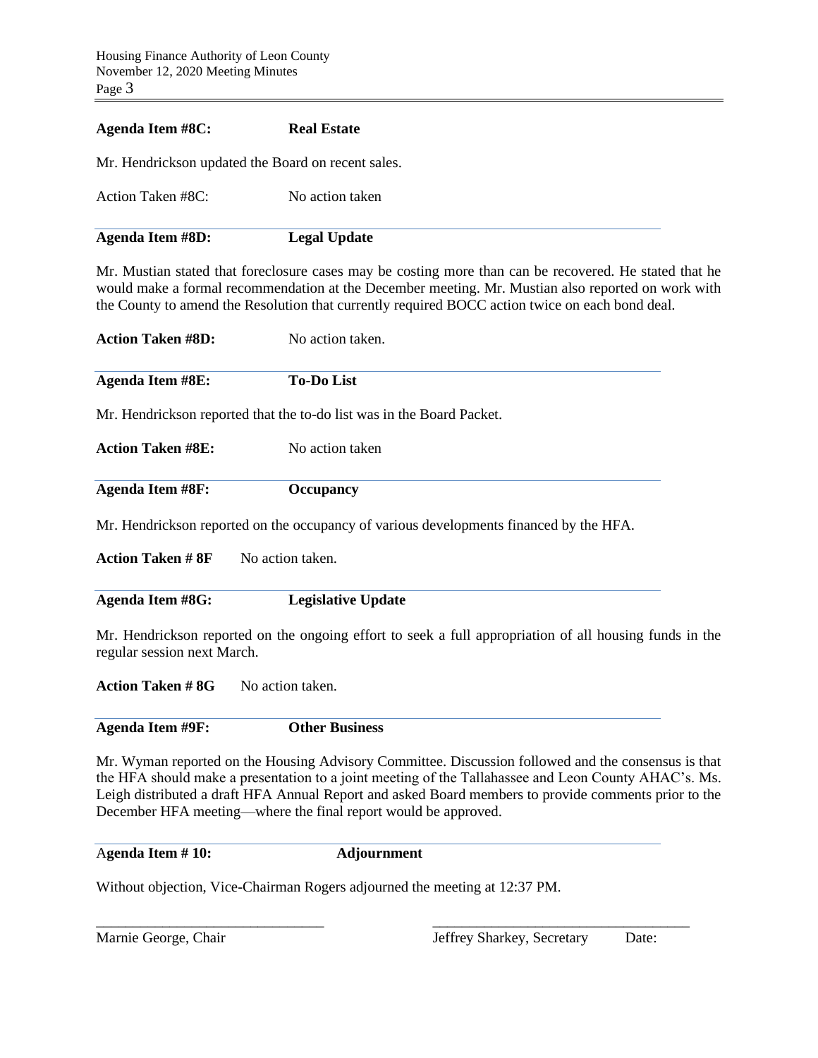**Agenda Item #8C:** **Real Estate**

Mr. Hendrickson updated the Board on recent sales.

Action Taken #8C: No action taken

---

**Agenda Item #8D:** **Legal Update**

Mr. Mustian stated that foreclosure cases may be costing more than can be recovered. He stated that he would make a formal recommendation at the December meeting. Mr. Mustian also reported on work with the County to amend the Resolution that currently required BOCC action twice on each bond deal.

**Action Taken #8D:** No action taken.

---

**Agenda Item #8E:** **To-Do List**

Mr. Hendrickson reported that the to-do list was in the Board Packet.

**Action Taken #8E:** No action taken

---

**Agenda Item #8F:** **Occupancy**

Mr. Hendrickson reported on the occupancy of various developments financed by the HFA.

**Action Taken # 8F** No action taken.

---

**Agenda Item #8G:** **Legislative Update**

Mr. Hendrickson reported on the ongoing effort to seek a full appropriation of all housing funds in the regular session next March.

**Action Taken # 8G** No action taken.

---

**Agenda Item #9F:** **Other Business**

Mr. Wyman reported on the Housing Advisory Committee. Discussion followed and the consensus is that the HFA should make a presentation to a joint meeting of the Tallahassee and Leon County AHAC's. Ms. Leigh distributed a draft HFA Annual Report and asked Board members to provide comments prior to the December HFA meeting—where the final report would be approved.

---

A**genda Item # 10:** **Adjournment**

Without objection, Vice-Chairman Rogers adjourned the meeting at 12:37 PM.

\_\_\_\_\_\_\_\_\_\_\_\_\_\_\_\_\_\_\_\_\_\_\_\_\_\_\_\_\_\_\_\_ \_\_\_\_\_\_\_\_\_\_\_\_\_\_\_\_\_\_\_\_\_\_\_\_\_\_\_\_\_\_\_\_\_\_\_\_

Marnie George, Chair Jeffrey Sharkey, Secretary Date: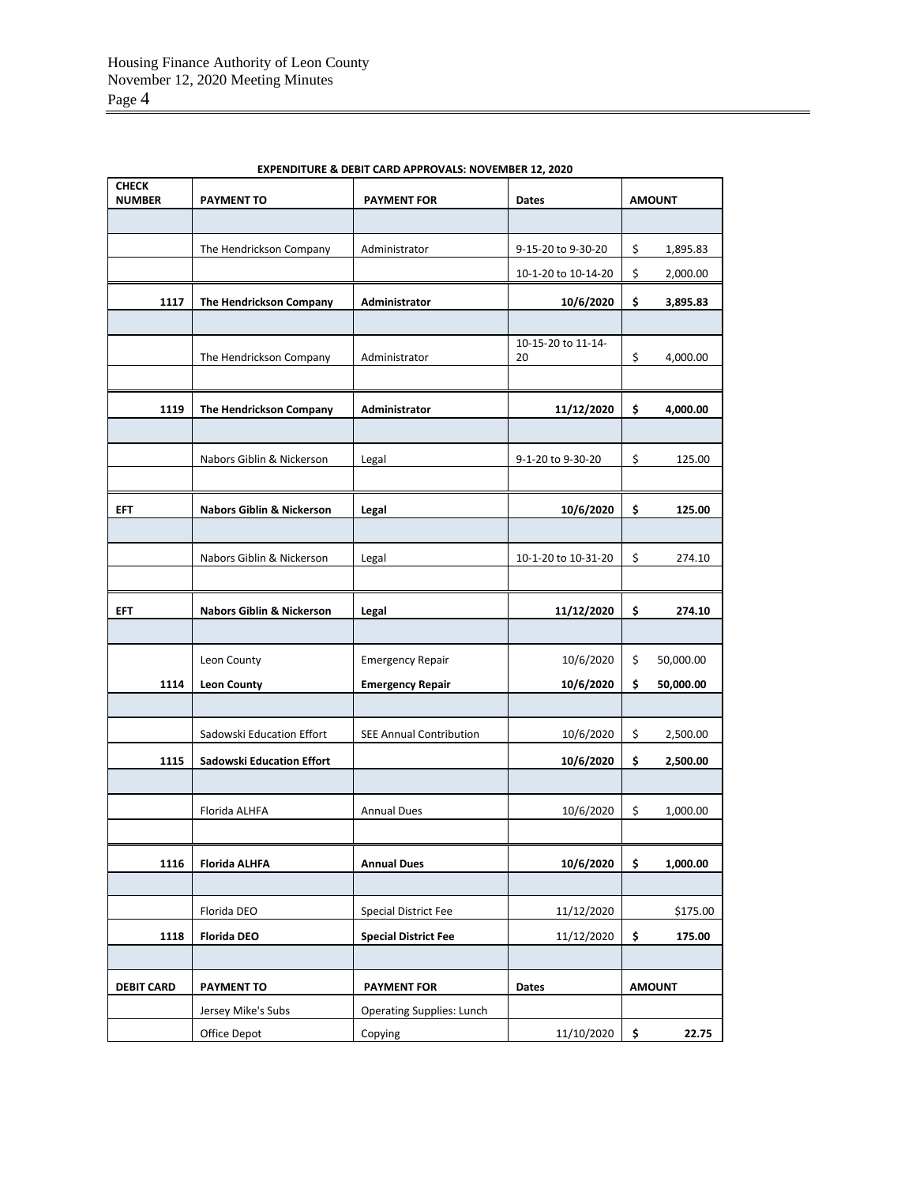**EXPENDITURE & DEBIT CARD APPROVALS: NOVEMBER 12, 2020**

| CHECK NUMBER | PAYMENT TO | PAYMENT FOR | Dates | AMOUNT |
|---|---|---|---|---|
| | | | | |
| | The Hendrickson Company | Administrator | 9-15-20 to 9-30-20 | $ 1,895.83 |
| | | | 10-1-20 to 10-14-20 | $ 2,000.00 |
| **1117** | **The Hendrickson Company** | **Administrator** | **10/6/2020** | **$ 3,895.83** |
| | | | | |
| | The Hendrickson Company | Administrator | 10-15-20 to 11-14-20 | $ 4,000.00 |
| | | | | |
| **1119** | **The Hendrickson Company** | **Administrator** | **11/12/2020** | **$ 4,000.00** |
| | | | | |
| | Nabors Giblin & Nickerson | Legal | 9-1-20 to 9-30-20 | $ 125.00 |
| | | | | |
| **EFT** | **Nabors Giblin & Nickerson** | **Legal** | **10/6/2020** | **$ 125.00** |
| | | | | |
| | Nabors Giblin & Nickerson | Legal | 10-1-20 to 10-31-20 | $ 274.10 |
| | | | | |
| **EFT** | **Nabors Giblin & Nickerson** | **Legal** | **11/12/2020** | **$ 274.10** |
| | | | | |
| | Leon County | Emergency Repair | 10/6/2020 | $ 50,000.00 |
| **1114** | **Leon County** | **Emergency Repair** | **10/6/2020** | **$ 50,000.00** |
| | | | | |
| | Sadowski Education Effort | SEE Annual Contribution | 10/6/2020 | $ 2,500.00 |
| **1115** | **Sadowski Education Effort** | | **10/6/2020** | **$ 2,500.00** |
| | | | | |
| | Florida ALHFA | Annual Dues | 10/6/2020 | $ 1,000.00 |
| | | | | |
| **1116** | **Florida ALHFA** | **Annual Dues** | **10/6/2020** | **$ 1,000.00** |
| | | | | |
| | Florida DEO | Special District Fee | 11/12/2020 | $175.00 |
| **1118** | **Florida DEO** | **Special District Fee** | 11/12/2020 | **$ 175.00** |
| | | | | |
| **DEBIT CARD** | **PAYMENT TO** | **PAYMENT FOR** | **Dates** | **AMOUNT** |
| | Jersey Mike's Subs | Operating Supplies: Lunch | | |
| | Office Depot | Copying | 11/10/2020 | **$ 22.75** |